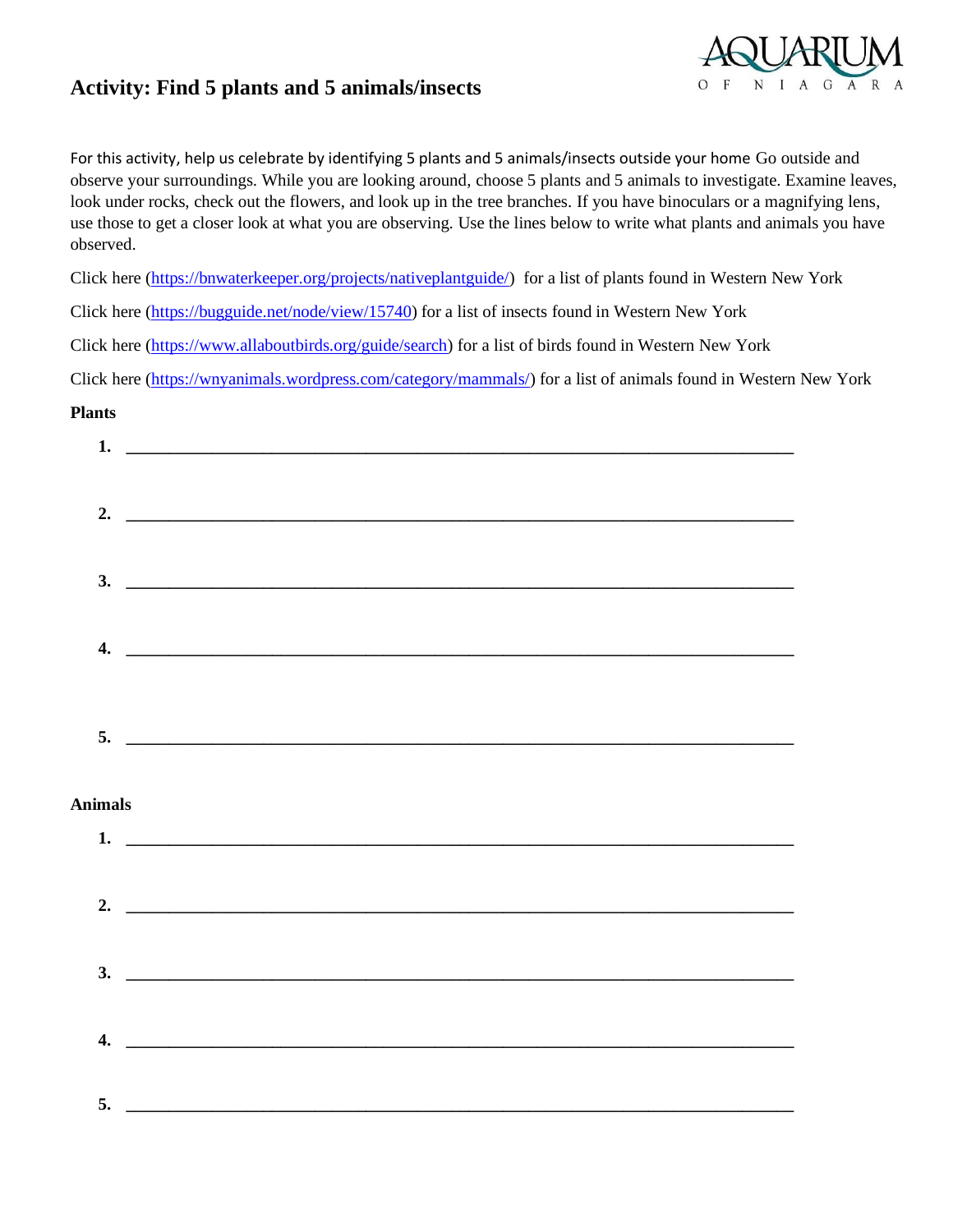# Activity: Find 5 plants and 5 animals/insects

AQUARIUM OF NIAGARA

For this activity, help us celebrate by identifying 5 plants and 5 animals/insects outside your home Go outside and observe your surroundings. While you are looking around, choose 5 plants and 5 animals to investigate. Examine leaves, look under rocks, check out the flowers, and look up in the tree branches. If you have binoculars or a magnifying lens, use those to get a closer look at what you are observing. Use the lines below to write what plants and animals you have observed.

Click here (https://bnwaterkeeper.org/projects/nativeplantguide/) for a list of plants found in Western New York

Click here (https://bugguide.net/node/view/15740) for a list of insects found in Western New York

Click here (https://www.allaboutbirds.org/guide/search) for a list of birds found in Western New York

Click here (https://wnyanimals.wordpress.com/category/mammals/) for a list of animals found in Western New York

**Plants**

1. ______________________________________________________________________

2. ______________________________________________________________________

3. ______________________________________________________________________

4. ______________________________________________________________________

5. ______________________________________________________________________

**Animals**

1. ______________________________________________________________________

2. ______________________________________________________________________

3. ______________________________________________________________________

4. ______________________________________________________________________

5. ______________________________________________________________________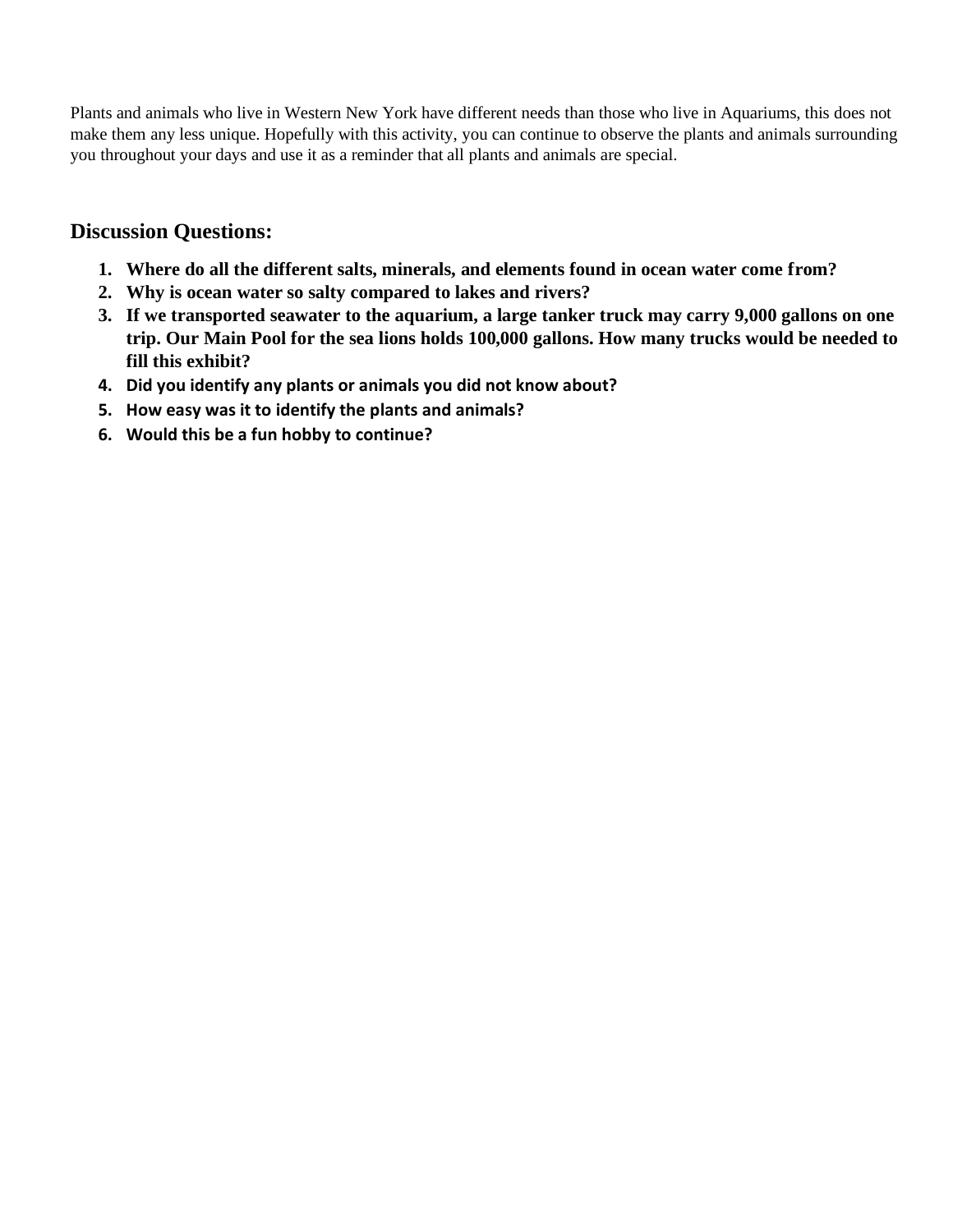Plants and animals who live in Western New York have different needs than those who live in Aquariums, this does not make them any less unique. Hopefully with this activity, you can continue to observe the plants and animals surrounding you throughout your days and use it as a reminder that all plants and animals are special.

## Discussion Questions:

1. **Where do all the different salts, minerals, and elements found in ocean water come from?**
2. **Why is ocean water so salty compared to lakes and rivers?**
3. **If we transported seawater to the aquarium, a large tanker truck may carry 9,000 gallons on one trip. Our Main Pool for the sea lions holds 100,000 gallons. How many trucks would be needed to fill this exhibit?**
4. **Did you identify any plants or animals you did not know about?**
5. **How easy was it to identify the plants and animals?**
6. **Would this be a fun hobby to continue?**